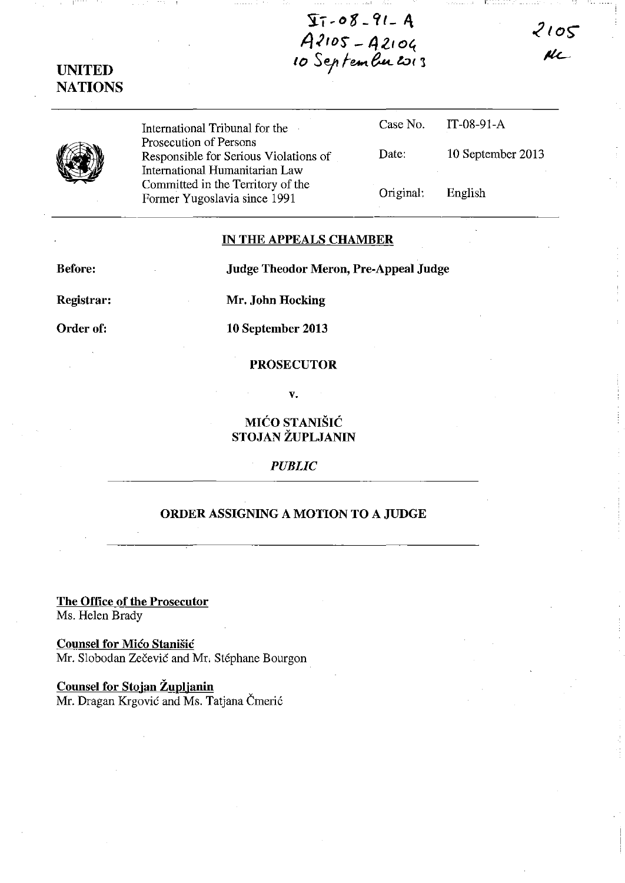IT-08-91-A
A2105 - A2104
10 September 2013

2105
AL

**UNITED NATIONS**

| International Tribunal for the Prosecution of Persons Responsible for Serious Violations of International Humanitarian Law Committed in the Territory of the Former Yugoslavia since 1991 | Case No. | IT-08-91-A |
|---|---|---|
| | Date: | 10 September 2013 |
| | Original: | English |

**IN THE APPEALS CHAMBER**

**Before:** **Judge Theodor Meron, Pre-Appeal Judge**

**Registrar:** **Mr. John Hocking**

**Order of:** **10 September 2013**

**PROSECUTOR**

**v.**

**MIĆO STANIŠIĆ**
**STOJAN ŽUPLJANIN**

*PUBLIC*

**ORDER ASSIGNING A MOTION TO A JUDGE**

**The Office of the Prosecutor**
Ms. Helen Brady

**Counsel for Mićo Stanišić**
Mr. Slobodan Zečević and Mr. Stéphane Bourgon

**Counsel for Stojan Župljanin**
Mr. Dragan Krgović and Ms. Tatjana Čmerić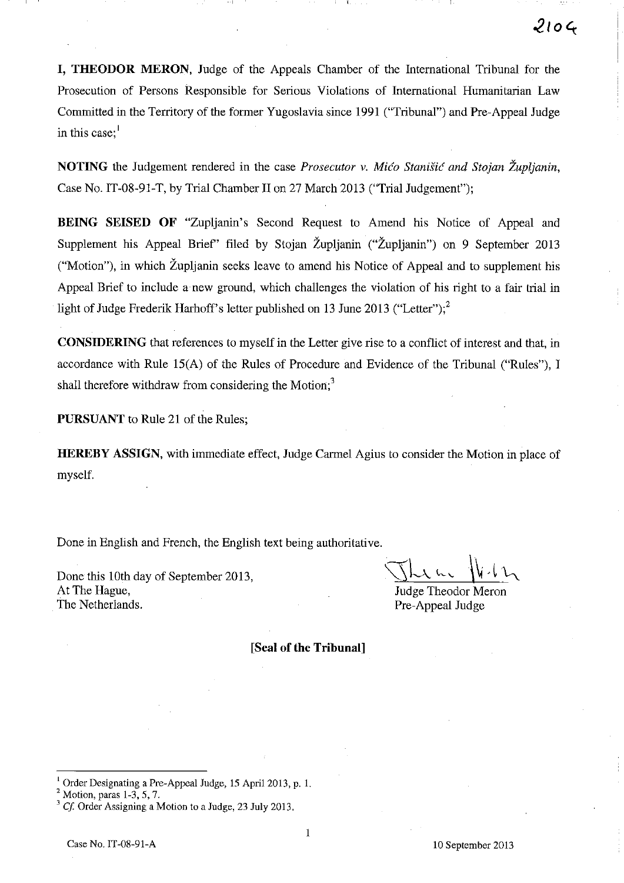**I, THEODOR MERON**, Judge of the Appeals Chamber of the International Tribunal for the Prosecution of Persons Responsible for Serious Violations of International Humanitarian Law Committed in the Territory of the former Yugoslavia since 1991 ("Tribunal") and Pre-Appeal Judge in this case;[1]

**NOTING** the Judgement rendered in the case *Prosecutor v. Mićo Stanišić and Stojan Župljanin*, Case No. IT-08-91-T, by Trial Chamber II on 27 March 2013 ("Trial Judgement");

**BEING SEISED OF** "Zupljanin's Second Request to Amend his Notice of Appeal and Supplement his Appeal Brief" filed by Stojan Župljanin ("Župljanin") on 9 September 2013 ("Motion"), in which Župljanin seeks leave to amend his Notice of Appeal and to supplement his Appeal Brief to include a new ground, which challenges the violation of his right to a fair trial in light of Judge Frederik Harhoff's letter published on 13 June 2013 ("Letter");[2]

**CONSIDERING** that references to myself in the Letter give rise to a conflict of interest and that, in accordance with Rule 15(A) of the Rules of Procedure and Evidence of the Tribunal ("Rules"), I shall therefore withdraw from considering the Motion;[3]

**PURSUANT** to Rule 21 of the Rules;

**HEREBY ASSIGN**, with immediate effect, Judge Carmel Agius to consider the Motion in place of myself.

Done in English and French, the English text being authoritative.

Done this 10th day of September 2013,
At The Hague,
The Netherlands.

Judge Theodor Meron
Pre-Appeal Judge

**[Seal of the Tribunal]**

---

[1] Order Designating a Pre-Appeal Judge, 15 April 2013, p. 1.

[2] Motion, paras 1-3, 5, 7.

[3] *Cf.* Order Assigning a Motion to a Judge, 23 July 2013.